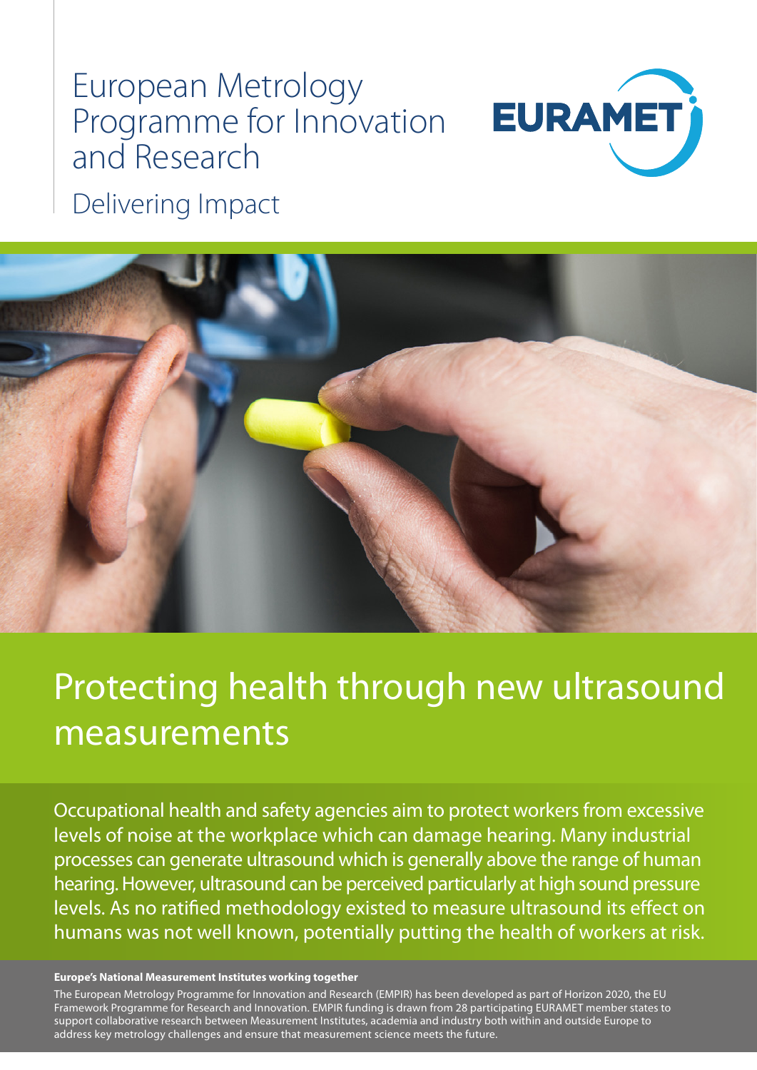# European Metrology Programme for Innovation and Research

EURAMET

Delivering Impact

## Protecting health through new ultrasound measurements

Occupational health and safety agencies aim to protect workers from excessive levels of noise at the workplace which can damage hearing. Many industrial processes can generate ultrasound which is generally above the range of human hearing. However, ultrasound can be perceived particularly at high sound pressure levels. As no ratified methodology existed to measure ultrasound its effect on humans was not well known, potentially putting the health of workers at risk.

**Europe's National Measurement Institutes working together**

The European Metrology Programme for Innovation and Research (EMPIR) has been developed as part of Horizon 2020, the EU Framework Programme for Research and Innovation. EMPIR funding is drawn from 28 participating EURAMET member states to support collaborative research between Measurement Institutes, academia and industry both within and outside Europe to address key metrology challenges and ensure that measurement science meets the future.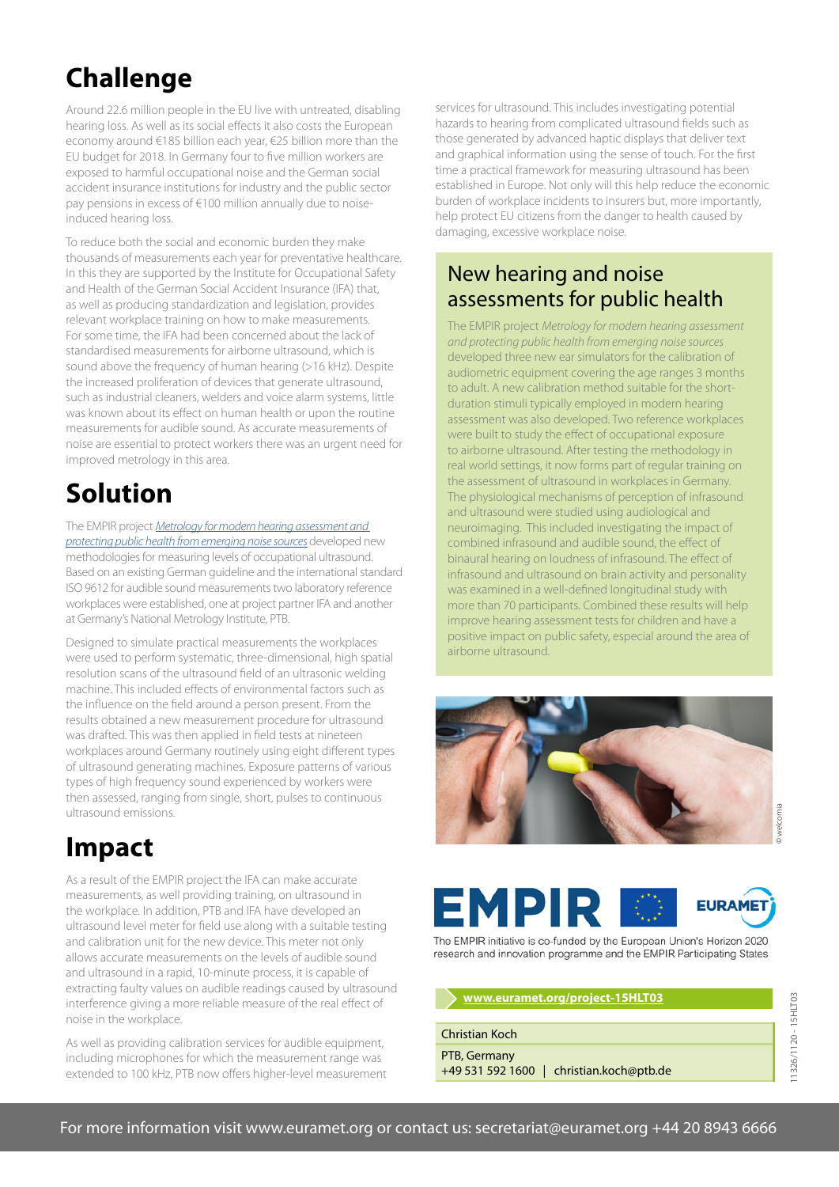# Challenge

Around 22.6 million people in the EU live with untreated, disabling hearing loss. As well as its social effects it also costs the European economy around €185 billion each year, €25 billion more than the EU budget for 2018. In Germany four to five million workers are exposed to harmful occupational noise and the German social accident insurance institutions for industry and the public sector pay pensions in excess of €100 million annually due to noise-induced hearing loss.

To reduce both the social and economic burden they make thousands of measurements each year for preventative healthcare. In this they are supported by the Institute for Occupational Safety and Health of the German Social Accident Insurance (IFA) that, as well as producing standardization and legislation, provides relevant workplace training on how to make measurements. For some time, the IFA had been concerned about the lack of standardised measurements for airborne ultrasound, which is sound above the frequency of human hearing (>16 kHz). Despite the increased proliferation of devices that generate ultrasound, such as industrial cleaners, welders and voice alarm systems, little was known about its effect on human health or upon the routine measurements for audible sound. As accurate measurements of noise are essential to protect workers there was an urgent need for improved metrology in this area.

# Solution

The EMPIR project *Metrology for modern hearing assessment and protecting public health from emerging noise sources* developed new methodologies for measuring levels of occupational ultrasound. Based on an existing German guideline and the international standard ISO 9612 for audible sound measurements two laboratory reference workplaces were established, one at project partner IFA and another at Germany's National Metrology Institute, PTB.

Designed to simulate practical measurements the workplaces were used to perform systematic, three-dimensional, high spatial resolution scans of the ultrasound field of an ultrasonic welding machine. This included effects of environmental factors such as the influence on the field around a person present. From the results obtained a new measurement procedure for ultrasound was drafted. This was then applied in field tests at nineteen workplaces around Germany routinely using eight different types of ultrasound generating machines. Exposure patterns of various types of high frequency sound experienced by workers were then assessed, ranging from single, short, pulses to continuous ultrasound emissions.

# Impact

As a result of the EMPIR project the IFA can make accurate measurements, as well providing training, on ultrasound in the workplace. In addition, PTB and IFA have developed an ultrasound level meter for field use along with a suitable testing and calibration unit for the new device. This meter not only allows accurate measurements on the levels of audible sound and ultrasound in a rapid, 10-minute process, it is capable of extracting faulty values on audible readings caused by ultrasound interference giving a more reliable measure of the real effect of noise in the workplace.

As well as providing calibration services for audible equipment, including microphones for which the measurement range was extended to 100 kHz, PTB now offers higher-level measurement services for ultrasound. This includes investigating potential hazards to hearing from complicated ultrasound fields such as those generated by advanced haptic displays that deliver text and graphical information using the sense of touch. For the first time a practical framework for measuring ultrasound has been established in Europe. Not only will this help reduce the economic burden of workplace incidents to insurers but, more importantly, help protect EU citizens from the danger to health caused by damaging, excessive workplace noise.

## New hearing and noise assessments for public health

The EMPIR project *Metrology for modern hearing assessment and protecting public health from emerging noise sources* developed three new ear simulators for the calibration of audiometric equipment covering the age ranges 3 months to adult. A new calibration method suitable for the short-duration stimuli typically employed in modern hearing assessment was also developed. Two reference workplaces were built to study the effect of occupational exposure to airborne ultrasound. After testing the methodology in real world settings, it now forms part of regular training on the assessment of ultrasound in workplaces in Germany. The physiological mechanisms of perception of infrasound and ultrasound were studied using audiological and neuroimaging. This included investigating the impact of combined infrasound and audible sound, the effect of binaural hearing on loudness of infrasound. The effect of infrasound and ultrasound on brain activity and personality was examined in a well-defined longitudinal study with more than 70 participants. Combined these results will help improve hearing assessment tests for children and have a positive impact on public safety, especially around the area of airborne ultrasound.

© welcomia

EMPIR EURAMET

The EMPIR initiative is co-funded by the European Union's Horizon 2020 research and innovation programme and the EMPIR Participating States

**www.euramet.org/project-15HLT03**

Christian Koch

PTB, Germany
+49 531 592 1600 | christian.koch@ptb.de

11326/1120 - 15HLT03

For more information visit www.euramet.org or contact us: secretariat@euramet.org +44 20 8943 6666